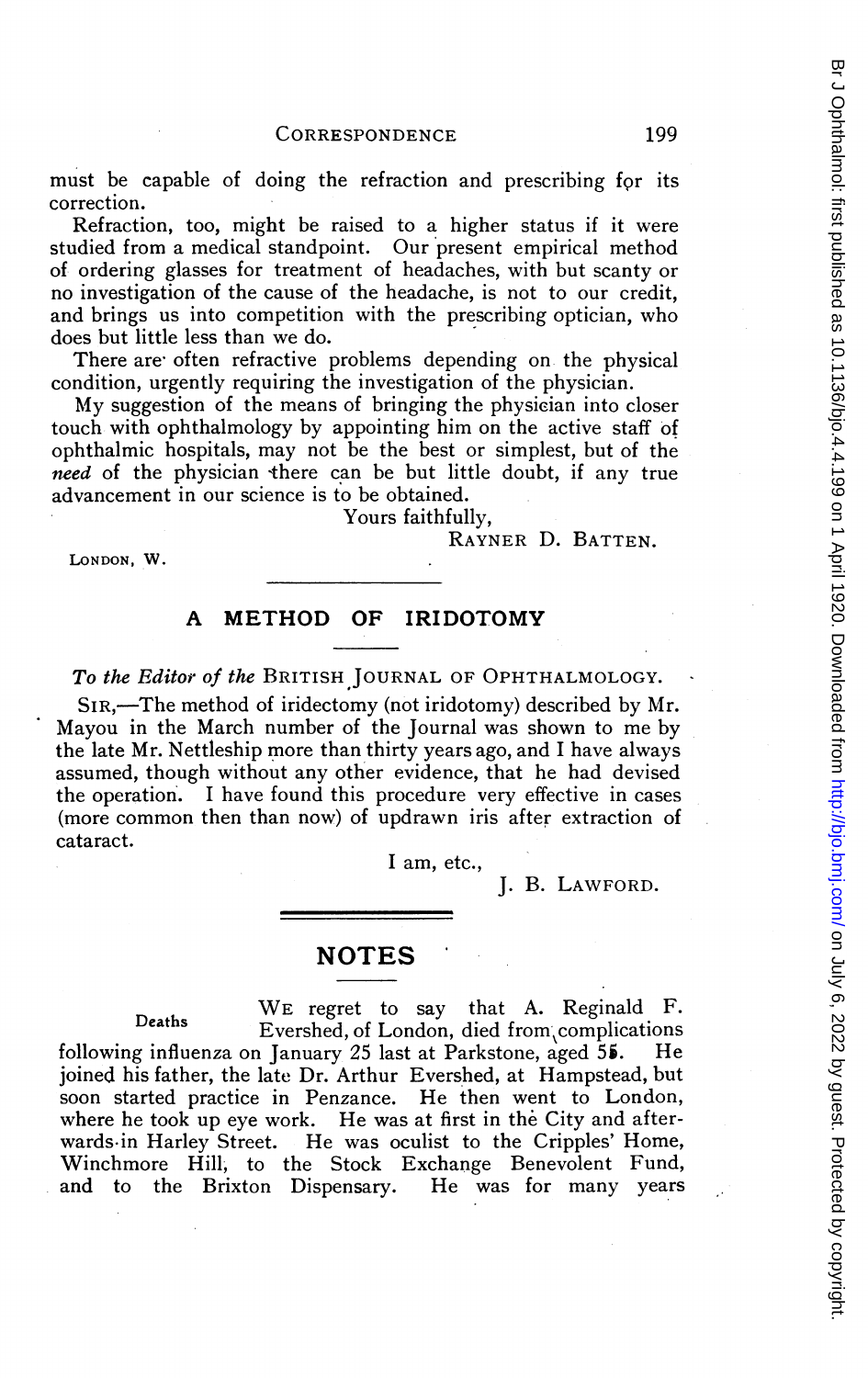must be capable of doing the refraction and prescribing for its correction.

Refraction, too, might be raised to a higher status if it were studied from a medical standpoint. Our present empirical method of ordering glasses for treatment of headaches, with but scanty or no investigation of the cause of the headache, is not to our credit, and brings us into competition with the prescribing optician, who does but little less than we do.

There are often refractive problems depending on the physical condition, urgently requiring the investigation of the physician.

My suggestion of the means of bringing the physician into closer touch with ophthalmology by appointing him on the active staff of ophthalmic hospitals, may not be the best or simplest, but of the *need* of the physician there can be but little doubt, if any true advancement in our science is to be obtained.

Yours faithfully,

RAYNER D. BATTEN.

LONDON, W.

## A METHOD OF IRIDOTOMY

*To the Editor of the* BRITISH JOURNAL OF OPHTHALMOLOGY.

SIR,—The method of iridectomy (not iridotomy) described by Mr. Mayou in the March number of the Journal was shown to me by the late Mr. Nettleship more than thirty years ago, and I have always assumed, though without any other evidence, that he had devised the operation. I have found this procedure very effective in cases (more common then than now) of updrawn iris after extraction of cataract.

I am, etc.,

J. B. LAWFORD.

# NOTES

Deaths

WE regret to say that A. Reginald F. Evershed, of London, died from complications following influenza on January 25 last at Parkstone, aged 55. He joined his father, the late Dr. Arthur Evershed, at Hampstead, but soon started practice in Penzance. He then went to London, where he took up eye work. He was at first in the City and afterwards in Harley Street. He was oculist to the Cripples' Home, Winchmore Hill, to the Stock Exchange Benevolent Fund, and to the Brixton Dispensary. He was for many years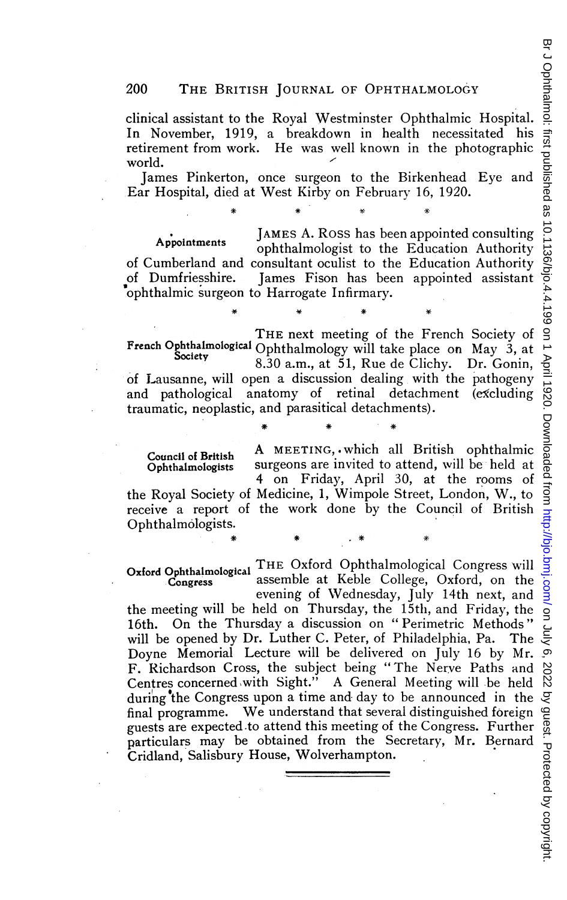clinical assistant to the Royal Westminster Ophthalmic Hospital. In November, 1919, a breakdown in health necessitated his retirement from work. He was well known in the photographic world.

James Pinkerton, once surgeon to the Birkenhead Eye and Ear Hospital, died at West Kirby on February 16, 1920.

\* \* \* \*

**Appointments**

JAMES A. ROSS has been appointed consulting ophthalmologist to the Education Authority of Cumberland and consultant oculist to the Education Authority of Dumfriesshire. James Fison has been appointed assistant ophthalmic surgeon to Harrogate Infirmary.

\* \* \* \*

**French Ophthalmological Society**

THE next meeting of the French Society of Ophthalmology will take place on May 3, at 8.30 a.m., at 51, Rue de Clichy. Dr. Gonin, of Lausanne, will open a discussion dealing with the pathogeny and pathological anatomy of retinal detachment (excluding traumatic, neoplastic, and parasitical detachments).

\* \* \*

**Council of British Ophthalmologists**

A MEETING, which all British ophthalmic surgeons are invited to attend, will be held at 4 on Friday, April 30, at the rooms of the Royal Society of Medicine, 1, Wimpole Street, London, W., to receive a report of the work done by the Council of British Ophthalmologists.

\* \* \* \*

**Oxford Ophthalmological Congress**

THE Oxford Ophthalmological Congress will assemble at Keble College, Oxford, on the evening of Wednesday, July 14th next, and the meeting will be held on Thursday, the 15th, and Friday, the 16th. On the Thursday a discussion on "Perimetric Methods" will be opened by Dr. Luther C. Peter, of Philadelphia, Pa. The Doyne Memorial Lecture will be delivered on July 16 by Mr. F. Richardson Cross, the subject being "The Nerve Paths and Centres concerned with Sight." A General Meeting will be held during the Congress upon a time and day to be announced in the final programme. We understand that several distinguished foreign guests are expected to attend this meeting of the Congress. Further particulars may be obtained from the Secretary, Mr. Bernard Cridland, Salisbury House, Wolverhampton.